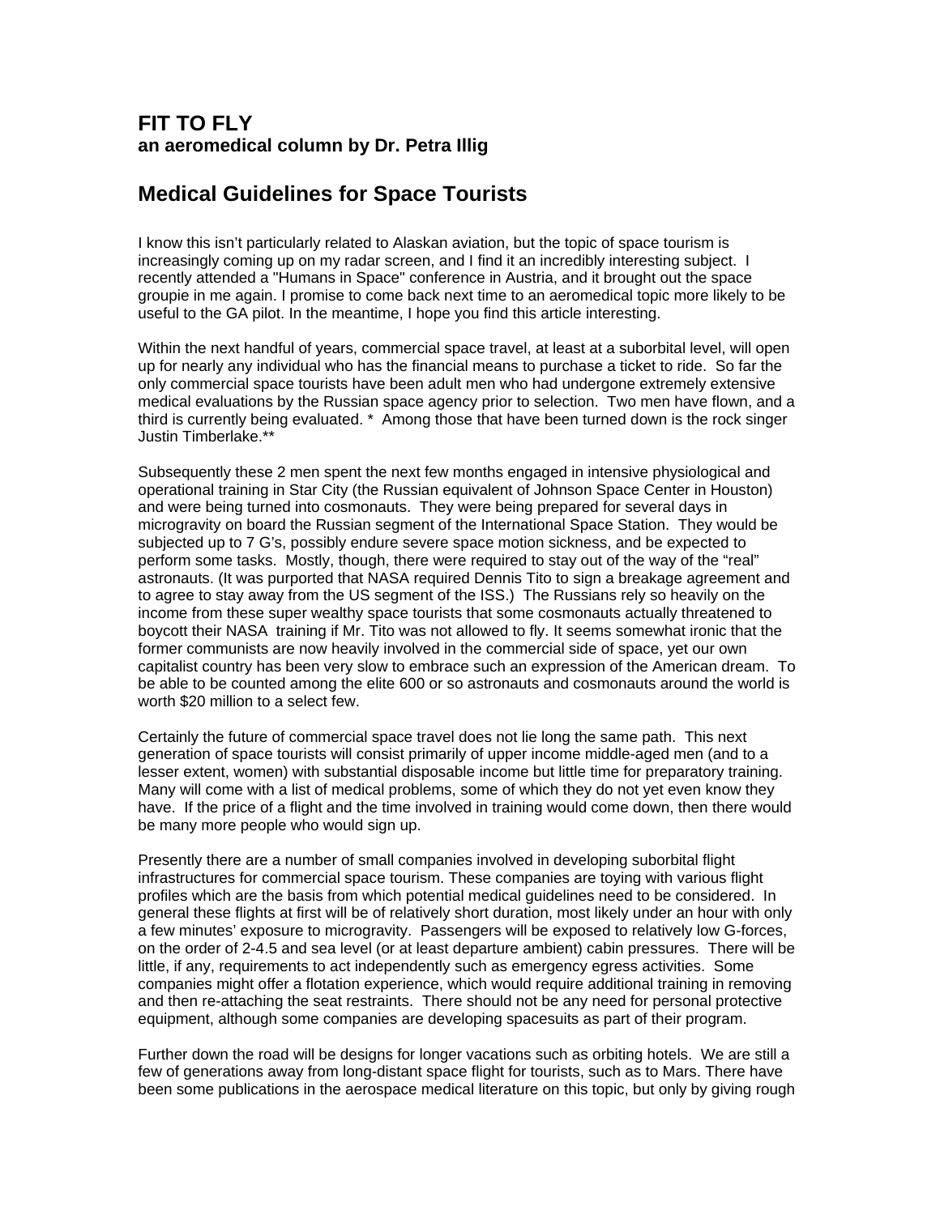## FIT TO FLY
**an aeromedical column by Dr. Petra Illig**

# Medical Guidelines for Space Tourists

I know this isn't particularly related to Alaskan aviation, but the topic of space tourism is increasingly coming up on my radar screen, and I find it an incredibly interesting subject. I recently attended a "Humans in Space" conference in Austria, and it brought out the space groupie in me again. I promise to come back next time to an aeromedical topic more likely to be useful to the GA pilot. In the meantime, I hope you find this article interesting.

Within the next handful of years, commercial space travel, at least at a suborbital level, will open up for nearly any individual who has the financial means to purchase a ticket to ride. So far the only commercial space tourists have been adult men who had undergone extremely extensive medical evaluations by the Russian space agency prior to selection. Two men have flown, and a third is currently being evaluated. * Among those that have been turned down is the rock singer Justin Timberlake.**

Subsequently these 2 men spent the next few months engaged in intensive physiological and operational training in Star City (the Russian equivalent of Johnson Space Center in Houston) and were being turned into cosmonauts. They were being prepared for several days in microgravity on board the Russian segment of the International Space Station. They would be subjected up to 7 G's, possibly endure severe space motion sickness, and be expected to perform some tasks. Mostly, though, there were required to stay out of the way of the "real" astronauts. (It was purported that NASA required Dennis Tito to sign a breakage agreement and to agree to stay away from the US segment of the ISS.) The Russians rely so heavily on the income from these super wealthy space tourists that some cosmonauts actually threatened to boycott their NASA training if Mr. Tito was not allowed to fly. It seems somewhat ironic that the former communists are now heavily involved in the commercial side of space, yet our own capitalist country has been very slow to embrace such an expression of the American dream. To be able to be counted among the elite 600 or so astronauts and cosmonauts around the world is worth $20 million to a select few.

Certainly the future of commercial space travel does not lie long the same path. This next generation of space tourists will consist primarily of upper income middle-aged men (and to a lesser extent, women) with substantial disposable income but little time for preparatory training. Many will come with a list of medical problems, some of which they do not yet even know they have. If the price of a flight and the time involved in training would come down, then there would be many more people who would sign up.

Presently there are a number of small companies involved in developing suborbital flight infrastructures for commercial space tourism. These companies are toying with various flight profiles which are the basis from which potential medical guidelines need to be considered. In general these flights at first will be of relatively short duration, most likely under an hour with only a few minutes' exposure to microgravity. Passengers will be exposed to relatively low G-forces, on the order of 2-4.5 and sea level (or at least departure ambient) cabin pressures. There will be little, if any, requirements to act independently such as emergency egress activities. Some companies might offer a flotation experience, which would require additional training in removing and then re-attaching the seat restraints. There should not be any need for personal protective equipment, although some companies are developing spacesuits as part of their program.

Further down the road will be designs for longer vacations such as orbiting hotels. We are still a few of generations away from long-distant space flight for tourists, such as to Mars. There have been some publications in the aerospace medical literature on this topic, but only by giving rough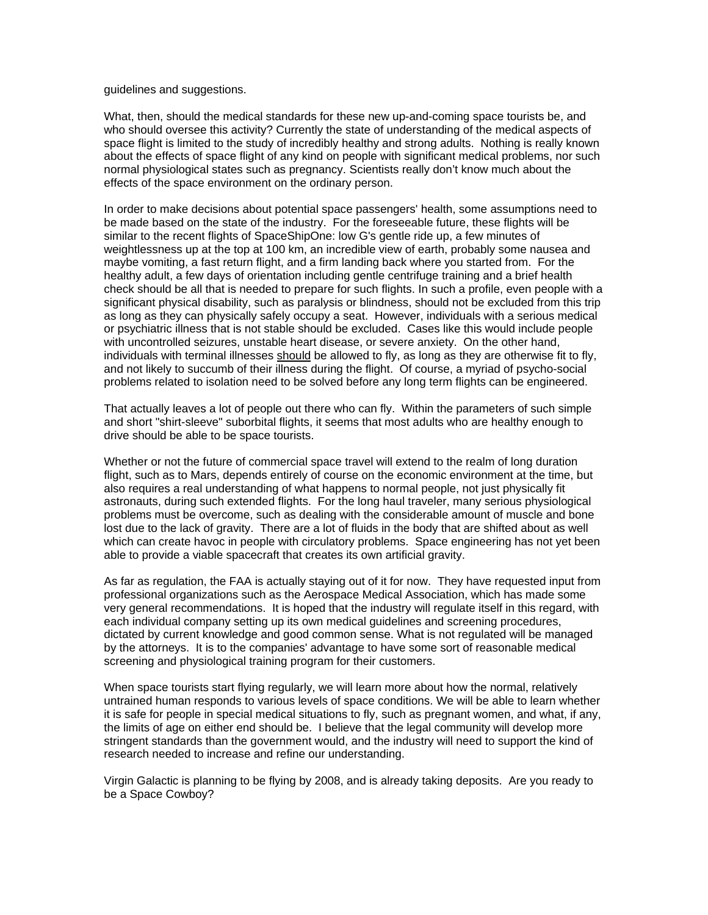guidelines and suggestions.

What, then, should the medical standards for these new up-and-coming space tourists be, and who should oversee this activity? Currently the state of understanding of the medical aspects of space flight is limited to the study of incredibly healthy and strong adults. Nothing is really known about the effects of space flight of any kind on people with significant medical problems, nor such normal physiological states such as pregnancy. Scientists really don't know much about the effects of the space environment on the ordinary person.

In order to make decisions about potential space passengers' health, some assumptions need to be made based on the state of the industry. For the foreseeable future, these flights will be similar to the recent flights of SpaceShipOne: low G's gentle ride up, a few minutes of weightlessness up at the top at 100 km, an incredible view of earth, probably some nausea and maybe vomiting, a fast return flight, and a firm landing back where you started from. For the healthy adult, a few days of orientation including gentle centrifuge training and a brief health check should be all that is needed to prepare for such flights. In such a profile, even people with a significant physical disability, such as paralysis or blindness, should not be excluded from this trip as long as they can physically safely occupy a seat. However, individuals with a serious medical or psychiatric illness that is not stable should be excluded. Cases like this would include people with uncontrolled seizures, unstable heart disease, or severe anxiety. On the other hand, individuals with terminal illnesses <u>should</u> be allowed to fly, as long as they are otherwise fit to fly, and not likely to succumb of their illness during the flight. Of course, a myriad of psycho-social problems related to isolation need to be solved before any long term flights can be engineered.

That actually leaves a lot of people out there who can fly. Within the parameters of such simple and short "shirt-sleeve" suborbital flights, it seems that most adults who are healthy enough to drive should be able to be space tourists.

Whether or not the future of commercial space travel will extend to the realm of long duration flight, such as to Mars, depends entirely of course on the economic environment at the time, but also requires a real understanding of what happens to normal people, not just physically fit astronauts, during such extended flights. For the long haul traveler, many serious physiological problems must be overcome, such as dealing with the considerable amount of muscle and bone lost due to the lack of gravity. There are a lot of fluids in the body that are shifted about as well which can create havoc in people with circulatory problems. Space engineering has not yet been able to provide a viable spacecraft that creates its own artificial gravity.

As far as regulation, the FAA is actually staying out of it for now. They have requested input from professional organizations such as the Aerospace Medical Association, which has made some very general recommendations. It is hoped that the industry will regulate itself in this regard, with each individual company setting up its own medical guidelines and screening procedures, dictated by current knowledge and good common sense. What is not regulated will be managed by the attorneys. It is to the companies' advantage to have some sort of reasonable medical screening and physiological training program for their customers.

When space tourists start flying regularly, we will learn more about how the normal, relatively untrained human responds to various levels of space conditions. We will be able to learn whether it is safe for people in special medical situations to fly, such as pregnant women, and what, if any, the limits of age on either end should be. I believe that the legal community will develop more stringent standards than the government would, and the industry will need to support the kind of research needed to increase and refine our understanding.

Virgin Galactic is planning to be flying by 2008, and is already taking deposits. Are you ready to be a Space Cowboy?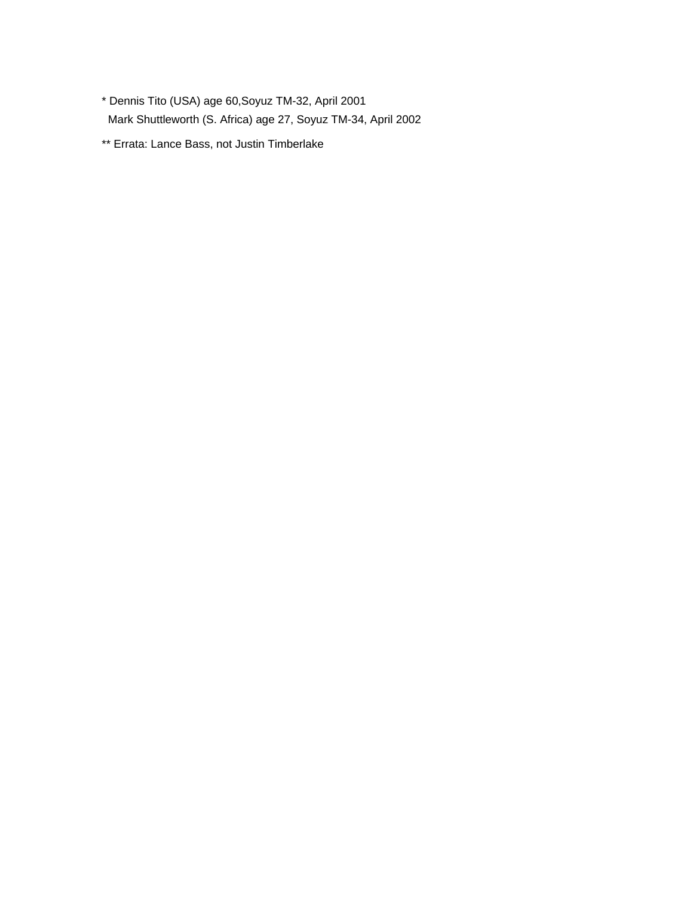* Dennis Tito (USA) age 60,Soyuz TM-32, April 2001
  Mark Shuttleworth (S. Africa) age 27, Soyuz TM-34, April 2002

** Errata: Lance Bass, not Justin Timberlake